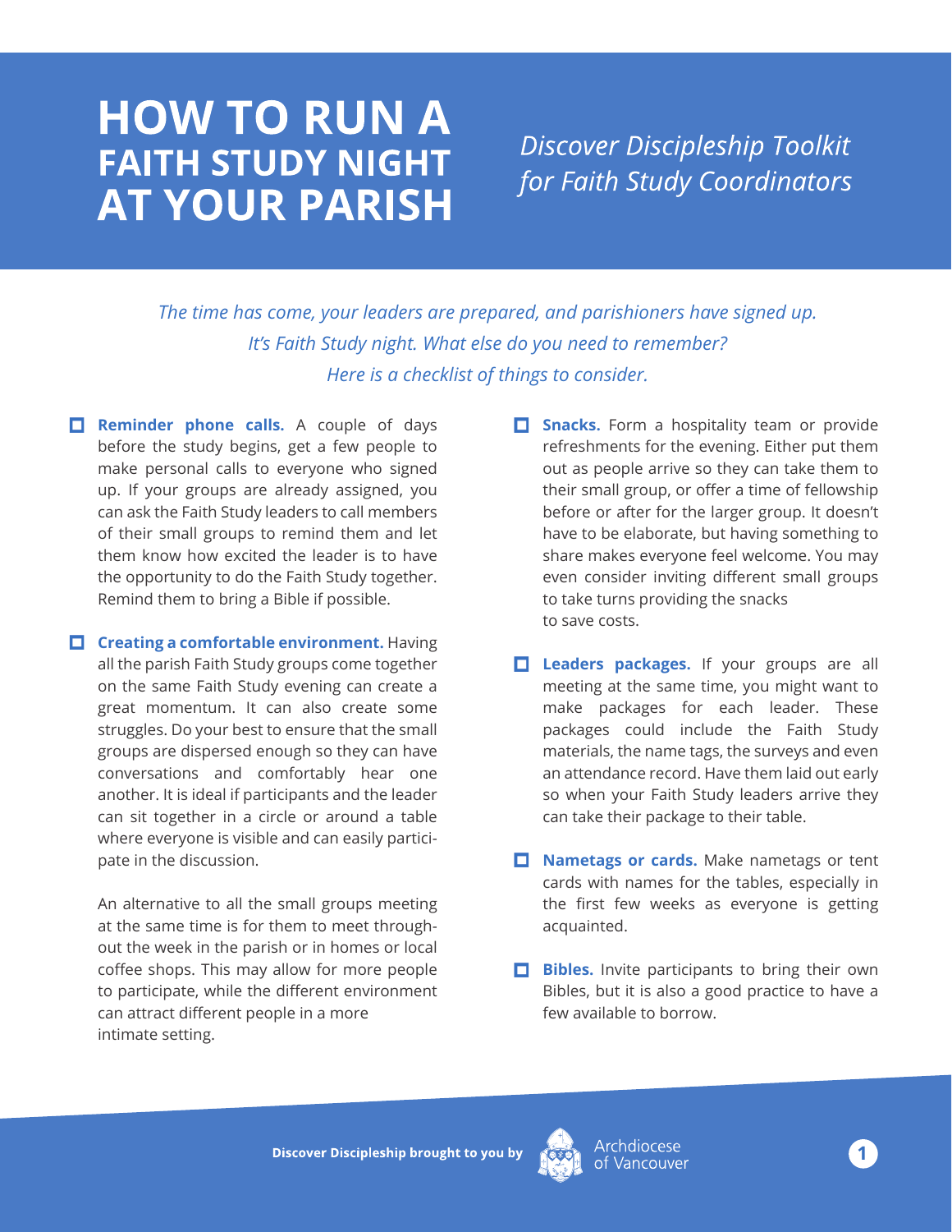# HOW TO RUN A FAITH STUDY NIGHT AT YOUR PARISH

*Discover Discipleship Toolkit for Faith Study Coordinators*

*The time has come, your leaders are prepared, and parishioners have signed up. It's Faith Study night. What else do you need to remember? Here is a checklist of things to consider.*

- ☐ **Reminder phone calls.** A couple of days before the study begins, get a few people to make personal calls to everyone who signed up. If your groups are already assigned, you can ask the Faith Study leaders to call members of their small groups to remind them and let them know how excited the leader is to have the opportunity to do the Faith Study together. Remind them to bring a Bible if possible.

- ☐ **Creating a comfortable environment.** Having all the parish Faith Study groups come together on the same Faith Study evening can create a great momentum. It can also create some struggles. Do your best to ensure that the small groups are dispersed enough so they can have conversations and comfortably hear one another. It is ideal if participants and the leader can sit together in a circle or around a table where everyone is visible and can easily participate in the discussion.

  An alternative to all the small groups meeting at the same time is for them to meet throughout the week in the parish or in homes or local coffee shops. This may allow for more people to participate, while the different environment can attract different people in a more intimate setting.

- ☐ **Snacks.** Form a hospitality team or provide refreshments for the evening. Either put them out as people arrive so they can take them to their small group, or offer a time of fellowship before or after for the larger group. It doesn't have to be elaborate, but having something to share makes everyone feel welcome. You may even consider inviting different small groups to take turns providing the snacks to save costs.

- ☐ **Leaders packages.** If your groups are all meeting at the same time, you might want to make packages for each leader. These packages could include the Faith Study materials, the name tags, the surveys and even an attendance record. Have them laid out early so when your Faith Study leaders arrive they can take their package to their table.

- ☐ **Nametags or cards.** Make nametags or tent cards with names for the tables, especially in the first few weeks as everyone is getting acquainted.

- ☐ **Bibles.** Invite participants to bring their own Bibles, but it is also a good practice to have a few available to borrow.

**Discover Discipleship brought to you by** Archdiocese of Vancouver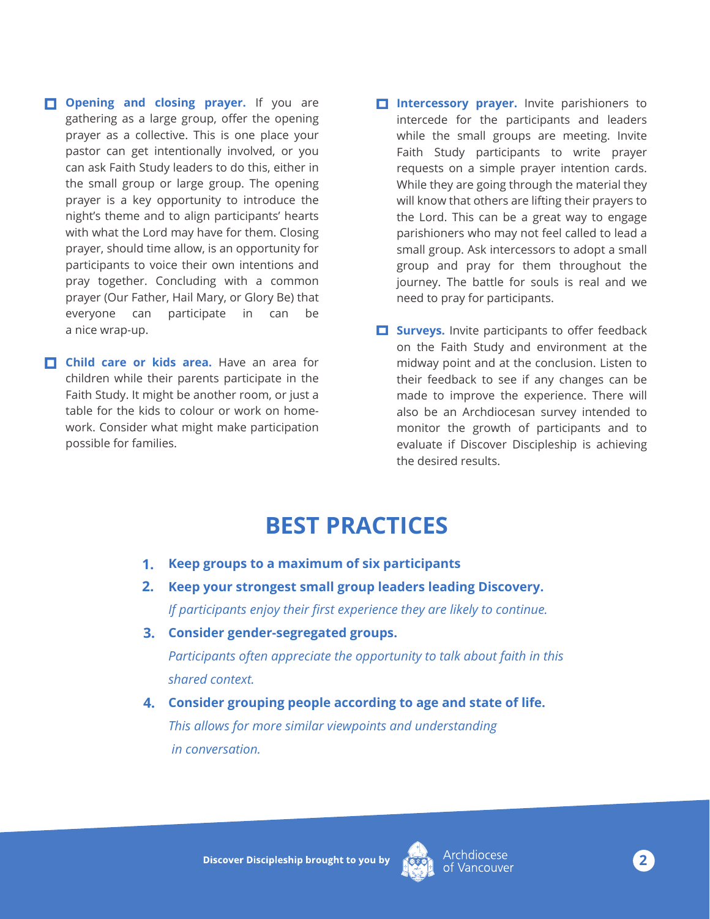- **Opening and closing prayer.** If you are gathering as a large group, offer the opening prayer as a collective. This is one place your pastor can get intentionally involved, or you can ask Faith Study leaders to do this, either in the small group or large group. The opening prayer is a key opportunity to introduce the night's theme and to align participants' hearts with what the Lord may have for them. Closing prayer, should time allow, is an opportunity for participants to voice their own intentions and pray together. Concluding with a common prayer (Our Father, Hail Mary, or Glory Be) that everyone can participate in can be a nice wrap-up.

- **Child care or kids area.** Have an area for children while their parents participate in the Faith Study. It might be another room, or just a table for the kids to colour or work on homework. Consider what might make participation possible for families.

- **Intercessory prayer.** Invite parishioners to intercede for the participants and leaders while the small groups are meeting. Invite Faith Study participants to write prayer requests on a simple prayer intention cards. While they are going through the material they will know that others are lifting their prayers to the Lord. This can be a great way to engage parishioners who may not feel called to lead a small group. Ask intercessors to adopt a small group and pray for them throughout the journey. The battle for souls is real and we need to pray for participants.

- **Surveys.** Invite participants to offer feedback on the Faith Study and environment at the midway point and at the conclusion. Listen to their feedback to see if any changes can be made to improve the experience. There will also be an Archdiocesan survey intended to monitor the growth of participants and to evaluate if Discover Discipleship is achieving the desired results.

# BEST PRACTICES

1. **Keep groups to a maximum of six participants**
2. **Keep your strongest small group leaders leading Discovery.**
   *If participants enjoy their first experience they are likely to continue.*
3. **Consider gender-segregated groups.**
   *Participants often appreciate the opportunity to talk about faith in this shared context.*
4. **Consider grouping people according to age and state of life.**
   *This allows for more similar viewpoints and understanding in conversation.*

**Discover Discipleship brought to you by** Archdiocese of Vancouver